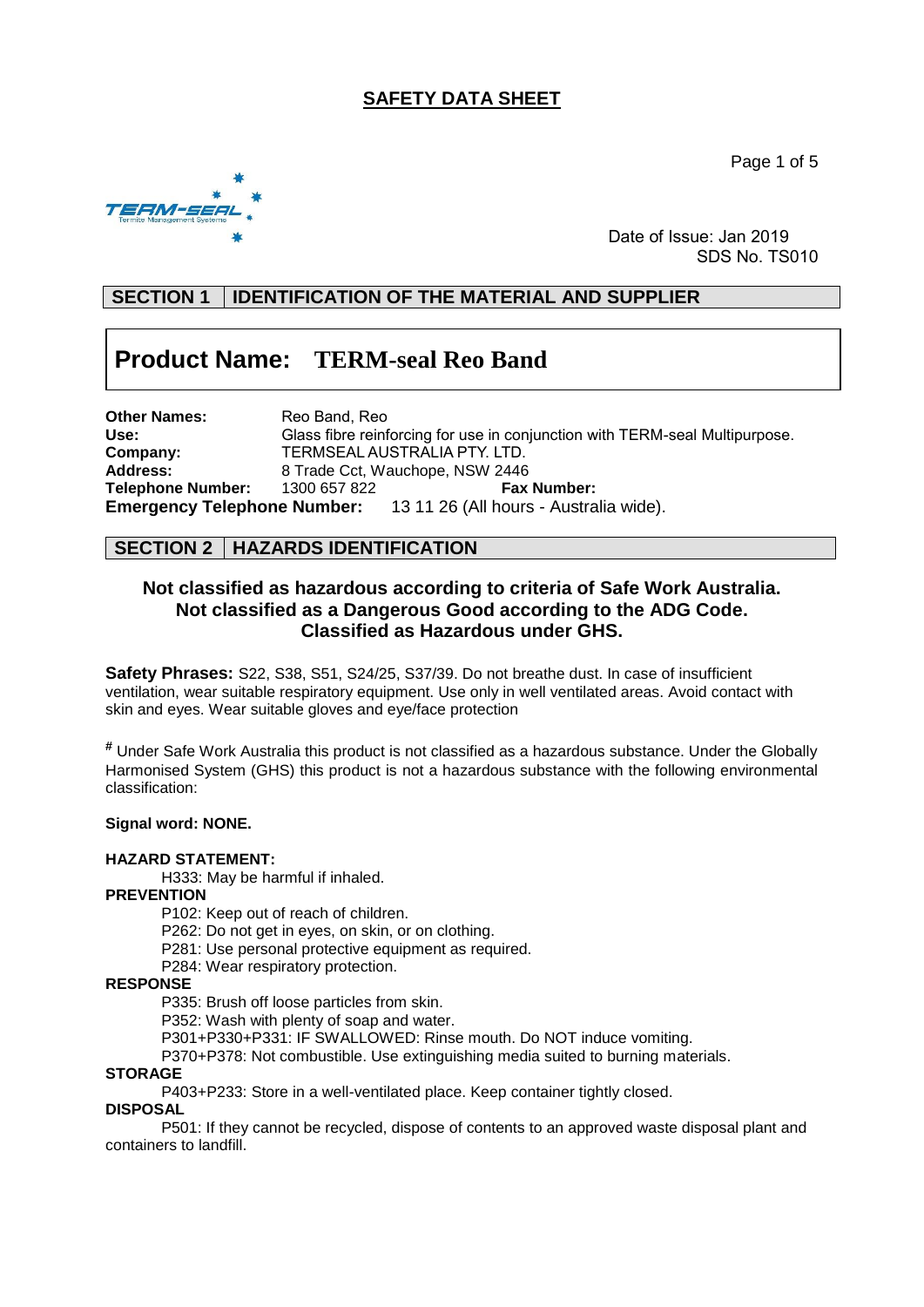# SAFETY DATA SHEET

Date of Issue: Jan 2019
SDS No. TS010

## SECTION 1 IDENTIFICATION OF THE MATERIAL AND SUPPLIER

**Product Name: TERM-seal Reo Band**

**Other Names:** Reo Band, Reo
**Use:** Glass fibre reinforcing for use in conjunction with TERM-seal Multipurpose.
**Company:** TERMSEAL AUSTRALIA PTY. LTD.
**Address:** 8 Trade Cct, Wauchope, NSW 2446
**Telephone Number:** 1300 657 822 **Fax Number:**
**Emergency Telephone Number:** 13 11 26 (All hours - Australia wide).

## SECTION 2 HAZARDS IDENTIFICATION

**Not classified as hazardous according to criteria of Safe Work Australia.**
**Not classified as a Dangerous Good according to the ADG Code.**
**Classified as Hazardous under GHS.**

**Safety Phrases:** S22, S38, S51, S24/25, S37/39. Do not breathe dust. In case of insufficient ventilation, wear suitable respiratory equipment. Use only in well ventilated areas. Avoid contact with skin and eyes. Wear suitable gloves and eye/face protection

[#] Under Safe Work Australia this product is not classified as a hazardous substance. Under the Globally Harmonised System (GHS) this product is not a hazardous substance with the following environmental classification:

**Signal word: NONE.**

**HAZARD STATEMENT:**

H333: May be harmful if inhaled.

**PREVENTION**

P102: Keep out of reach of children.
P262: Do not get in eyes, on skin, or on clothing.
P281: Use personal protective equipment as required.
P284: Wear respiratory protection.

**RESPONSE**

P335: Brush off loose particles from skin.
P352: Wash with plenty of soap and water.
P301+P330+P331: IF SWALLOWED: Rinse mouth. Do NOT induce vomiting.
P370+P378: Not combustible. Use extinguishing media suited to burning materials.

**STORAGE**

P403+P233: Store in a well-ventilated place. Keep container tightly closed.

**DISPOSAL**

P501: If they cannot be recycled, dispose of contents to an approved waste disposal plant and containers to landfill.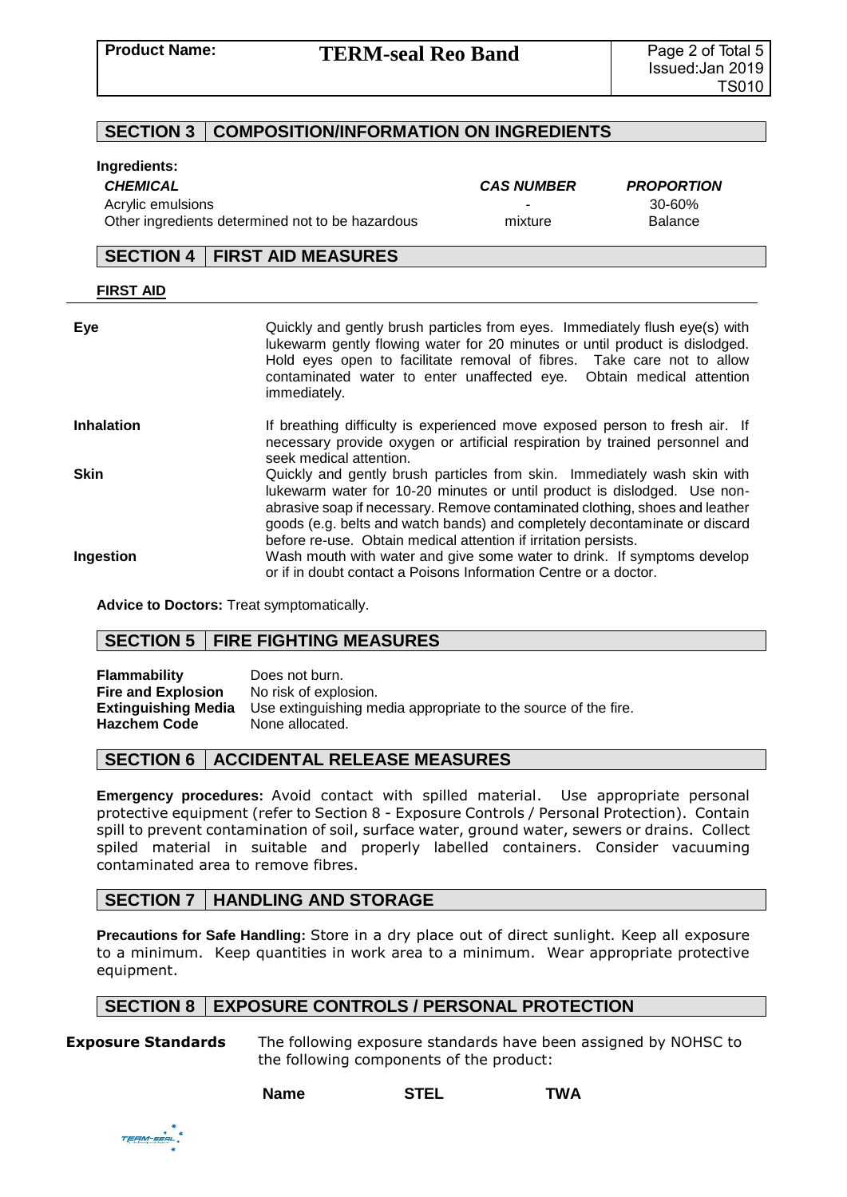## SECTION 3 | COMPOSITION/INFORMATION ON INGREDIENTS

**Ingredients:**

| *CHEMICAL* | *CAS NUMBER* | *PROPORTION* |
|---|---|---|
| Acrylic emulsions | - | 30-60% |
| Other ingredients determined not to be hazardous | mixture | Balance |

## SECTION 4 | FIRST AID MEASURES

**FIRST AID**

| | |
|---|---|
| **Eye** | Quickly and gently brush particles from eyes. Immediately flush eye(s) with lukewarm gently flowing water for 20 minutes or until product is dislodged. Hold eyes open to facilitate removal of fibres. Take care not to allow contaminated water to enter unaffected eye. Obtain medical attention immediately. |
| **Inhalation** | If breathing difficulty is experienced move exposed person to fresh air. If necessary provide oxygen or artificial respiration by trained personnel and seek medical attention. |
| **Skin** | Quickly and gently brush particles from skin. Immediately wash skin with lukewarm water for 10-20 minutes or until product is dislodged. Use non-abrasive soap if necessary. Remove contaminated clothing, shoes and leather goods (e.g. belts and watch bands) and completely decontaminate or discard before re-use. Obtain medical attention if irritation persists. |
| **Ingestion** | Wash mouth with water and give some water to drink. If symptoms develop or if in doubt contact a Poisons Information Centre or a doctor. |

**Advice to Doctors:** Treat symptomatically.

## SECTION 5 | FIRE FIGHTING MEASURES

| | |
|---|---|
| **Flammability** | Does not burn. |
| **Fire and Explosion** | No risk of explosion. |
| **Extinguishing Media** | Use extinguishing media appropriate to the source of the fire. |
| **Hazchem Code** | None allocated. |

## SECTION 6 | ACCIDENTAL RELEASE MEASURES

**Emergency procedures:** Avoid contact with spilled material. Use appropriate personal protective equipment (refer to Section 8 - Exposure Controls / Personal Protection). Contain spill to prevent contamination of soil, surface water, ground water, sewers or drains. Collect spiled material in suitable and properly labelled containers. Consider vacuuming contaminated area to remove fibres.

## SECTION 7 | HANDLING AND STORAGE

**Precautions for Safe Handling:** Store in a dry place out of direct sunlight. Keep all exposure to a minimum. Keep quantities in work area to a minimum. Wear appropriate protective equipment.

## SECTION 8 | EXPOSURE CONTROLS / PERSONAL PROTECTION

**Exposure Standards** The following exposure standards have been assigned by NOHSC to the following components of the product:

| Name | STEL | TWA |
|---|---|---|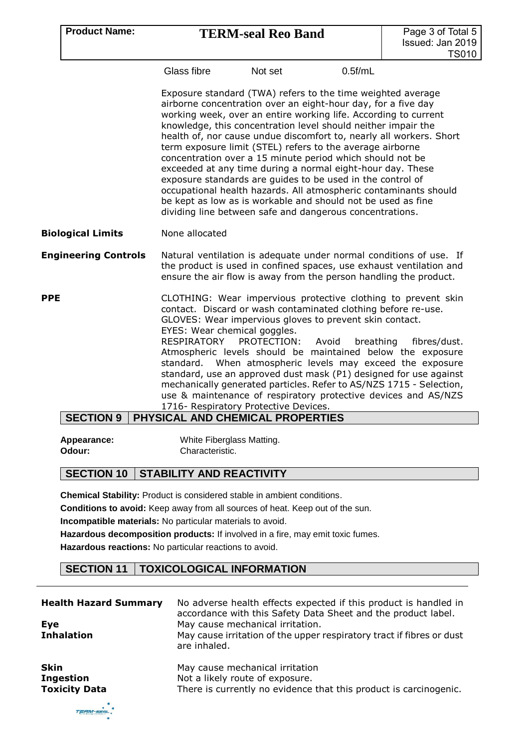| Glass fibre | Not set | 0.5f/mL |
|---|---|---|

Exposure standard (TWA) refers to the time weighted average airborne concentration over an eight-hour day, for a five day working week, over an entire working life. According to current knowledge, this concentration level should neither impair the health of, nor cause undue discomfort to, nearly all workers. Short term exposure limit (STEL) refers to the average airborne concentration over a 15 minute period which should not be exceeded at any time during a normal eight-hour day. These exposure standards are guides to be used in the control of occupational health hazards. All atmospheric contaminants should be kept as low as is workable and should not be used as fine dividing line between safe and dangerous concentrations.

**Biological Limits** None allocated

**Engineering Controls** Natural ventilation is adequate under normal conditions of use. If the product is used in confined spaces, use exhaust ventilation and ensure the air flow is away from the person handling the product.

**PPE** CLOTHING: Wear impervious protective clothing to prevent skin contact. Discard or wash contaminated clothing before re-use.
GLOVES: Wear impervious gloves to prevent skin contact.
EYES: Wear chemical goggles.
RESPIRATORY PROTECTION: Avoid breathing fibres/dust. Atmospheric levels should be maintained below the exposure standard. When atmospheric levels may exceed the exposure standard, use an approved dust mask (P1) designed for use against mechanically generated particles. Refer to AS/NZS 1715 - Selection, use & maintenance of respiratory protective devices and AS/NZS 1716- Respiratory Protective Devices.

## SECTION 9 PHYSICAL AND CHEMICAL PROPERTIES

**Appearance:** White Fiberglass Matting.
**Odour:** Characteristic.

## SECTION 10 STABILITY AND REACTIVITY

**Chemical Stability:** Product is considered stable in ambient conditions.

**Conditions to avoid:** Keep away from all sources of heat. Keep out of the sun.

**Incompatible materials:** No particular materials to avoid.

**Hazardous decomposition products:** If involved in a fire, may emit toxic fumes.

**Hazardous reactions:** No particular reactions to avoid.

## SECTION 11 TOXICOLOGICAL INFORMATION

**Health Hazard Summary** No adverse health effects expected if this product is handled in accordance with this Safety Data Sheet and the product label.

**Eye** May cause mechanical irritation.

**Inhalation** May cause irritation of the upper respiratory tract if fibres or dust are inhaled.

**Skin** May cause mechanical irritation

**Ingestion** Not a likely route of exposure.

**Toxicity Data** There is currently no evidence that this product is carcinogenic.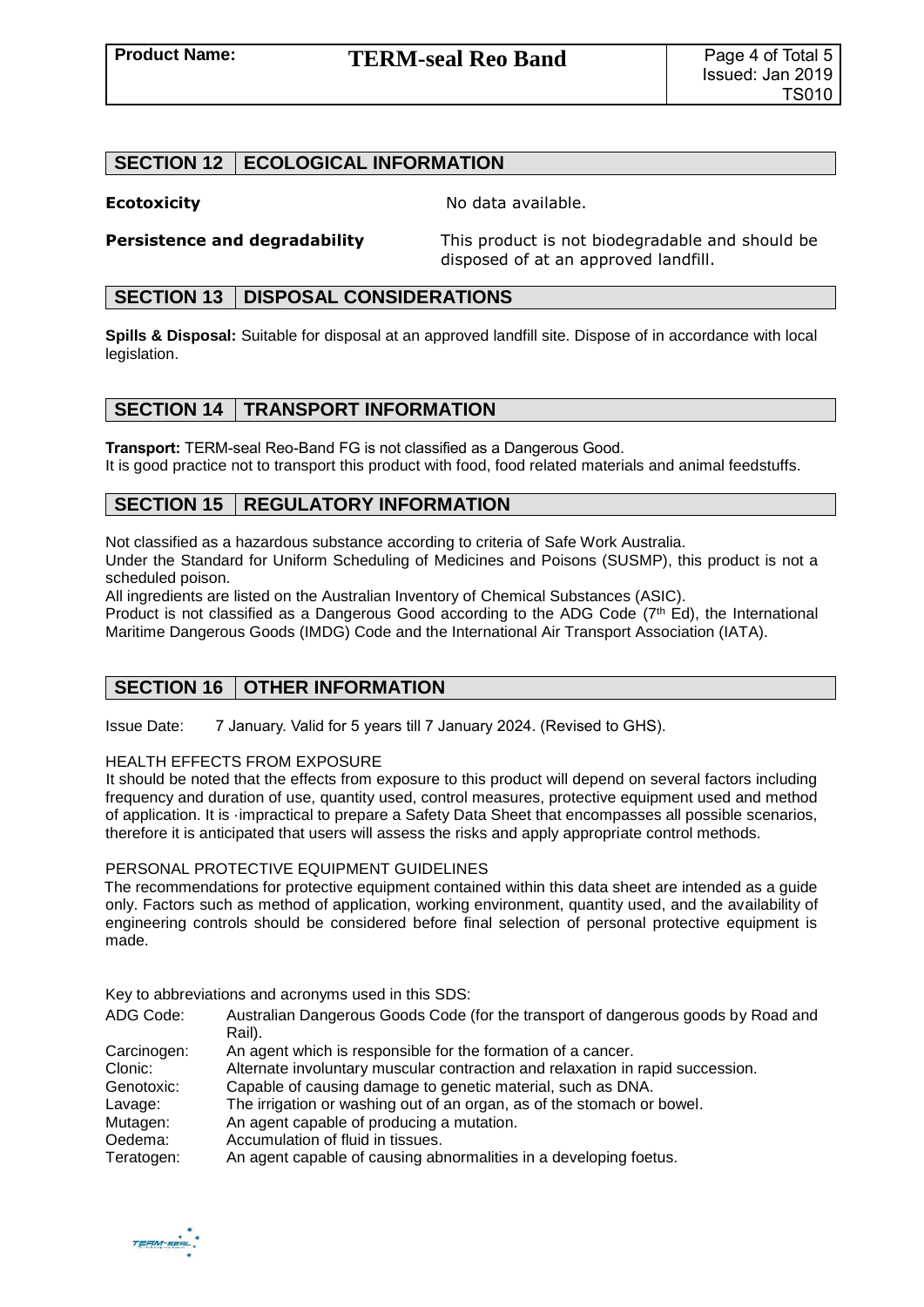## SECTION 12 | ECOLOGICAL INFORMATION

**Ecotoxicity** No data available.

**Persistence and degradability** This product is not biodegradable and should be disposed of at an approved landfill.

## SECTION 13 | DISPOSAL CONSIDERATIONS

**Spills & Disposal:** Suitable for disposal at an approved landfill site. Dispose of in accordance with local legislation.

## SECTION 14 | TRANSPORT INFORMATION

**Transport:** TERM-seal Reo-Band FG is not classified as a Dangerous Good.
It is good practice not to transport this product with food, food related materials and animal feedstuffs.

## SECTION 15 | REGULATORY INFORMATION

Not classified as a hazardous substance according to criteria of Safe Work Australia.
Under the Standard for Uniform Scheduling of Medicines and Poisons (SUSMP), this product is not a scheduled poison.
All ingredients are listed on the Australian Inventory of Chemical Substances (ASIC).
Product is not classified as a Dangerous Good according to the ADG Code (7th Ed), the International Maritime Dangerous Goods (IMDG) Code and the International Air Transport Association (IATA).

## SECTION 16 | OTHER INFORMATION

Issue Date: 7 January. Valid for 5 years till 7 January 2024. (Revised to GHS).

HEALTH EFFECTS FROM EXPOSURE
It should be noted that the effects from exposure to this product will depend on several factors including frequency and duration of use, quantity used, control measures, protective equipment used and method of application. It is ·impractical to prepare a Safety Data Sheet that encompasses all possible scenarios, therefore it is anticipated that users will assess the risks and apply appropriate control methods.

PERSONAL PROTECTIVE EQUIPMENT GUIDELINES
The recommendations for protective equipment contained within this data sheet are intended as a guide only. Factors such as method of application, working environment, quantity used, and the availability of engineering controls should be considered before final selection of personal protective equipment is made.

Key to abbreviations and acronyms used in this SDS:

| | |
|---|---|
| ADG Code: | Australian Dangerous Goods Code (for the transport of dangerous goods by Road and Rail). |
| Carcinogen: | An agent which is responsible for the formation of a cancer. |
| Clonic: | Alternate involuntary muscular contraction and relaxation in rapid succession. |
| Genotoxic: | Capable of causing damage to genetic material, such as DNA. |
| Lavage: | The irrigation or washing out of an organ, as of the stomach or bowel. |
| Mutagen: | An agent capable of producing a mutation. |
| Oedema: | Accumulation of fluid in tissues. |
| Teratogen: | An agent capable of causing abnormalities in a developing foetus. |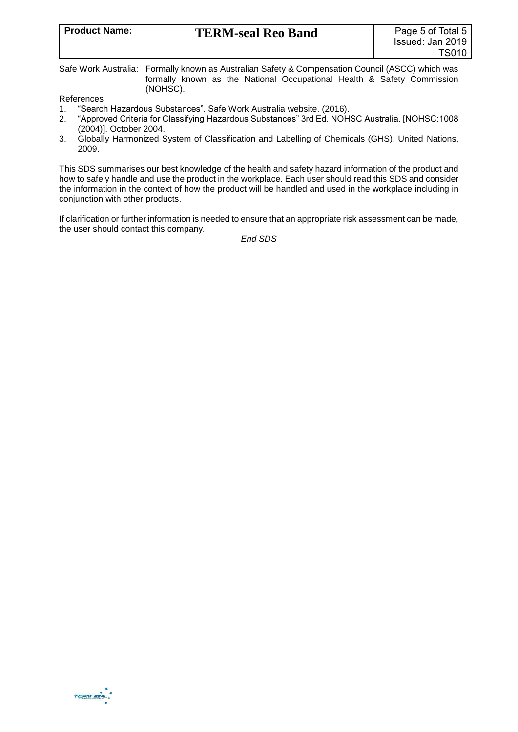Safe Work Australia: Formally known as Australian Safety & Compensation Council (ASCC) which was formally known as the National Occupational Health & Safety Commission (NOHSC).

References

1. "Search Hazardous Substances". Safe Work Australia website. (2016).
2. "Approved Criteria for Classifying Hazardous Substances" 3rd Ed. NOHSC Australia. [NOHSC:1008 (2004)]. October 2004.
3. Globally Harmonized System of Classification and Labelling of Chemicals (GHS). United Nations, 2009.

This SDS summarises our best knowledge of the health and safety hazard information of the product and how to safely handle and use the product in the workplace. Each user should read this SDS and consider the information in the context of how the product will be handled and used in the workplace including in conjunction with other products.

If clarification or further information is needed to ensure that an appropriate risk assessment can be made, the user should contact this company.

*End SDS*